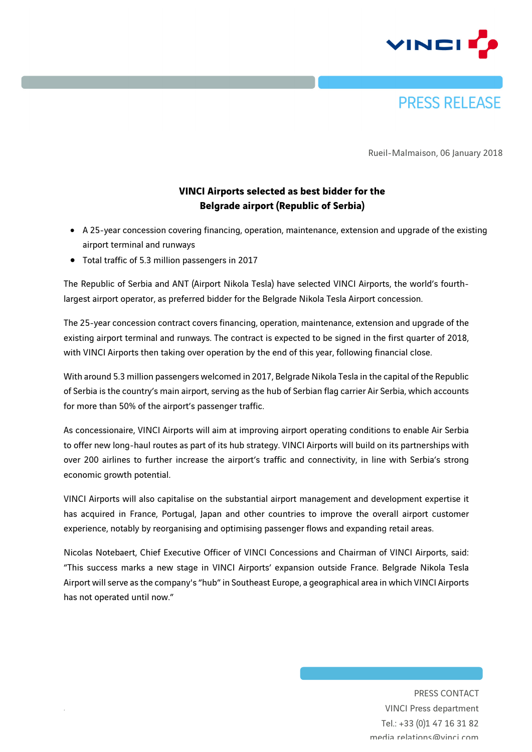PRESS RELEASE

Rueil-Malmaison, 06 January 2018

**VINCI Airports selected as best bidder for the Belgrade airport (Republic of Serbia)**

- A 25-year concession covering financing, operation, maintenance, extension and upgrade of the existing airport terminal and runways
- Total traffic of 5.3 million passengers in 2017

The Republic of Serbia and ANT (Airport Nikola Tesla) have selected VINCI Airports, the world's fourth-largest airport operator, as preferred bidder for the Belgrade Nikola Tesla Airport concession.

The 25-year concession contract covers financing, operation, maintenance, extension and upgrade of the existing airport terminal and runways. The contract is expected to be signed in the first quarter of 2018, with VINCI Airports then taking over operation by the end of this year, following financial close.

With around 5.3 million passengers welcomed in 2017, Belgrade Nikola Tesla in the capital of the Republic of Serbia is the country's main airport, serving as the hub of Serbian flag carrier Air Serbia, which accounts for more than 50% of the airport's passenger traffic.

As concessionaire, VINCI Airports will aim at improving airport operating conditions to enable Air Serbia to offer new long-haul routes as part of its hub strategy. VINCI Airports will build on its partnerships with over 200 airlines to further increase the airport's traffic and connectivity, in line with Serbia's strong economic growth potential.

VINCI Airports will also capitalise on the substantial airport management and development expertise it has acquired in France, Portugal, Japan and other countries to improve the overall airport customer experience, notably by reorganising and optimising passenger flows and expanding retail areas.

Nicolas Notebaert, Chief Executive Officer of VINCI Concessions and Chairman of VINCI Airports, said: "This success marks a new stage in VINCI Airports' expansion outside France. Belgrade Nikola Tesla Airport will serve as the company's "hub" in Southeast Europe, a geographical area in which VINCI Airports has not operated until now."

PRESS CONTACT
VINCI Press department
Tel.: +33 (0)1 47 16 31 82
media.relations@vinci.com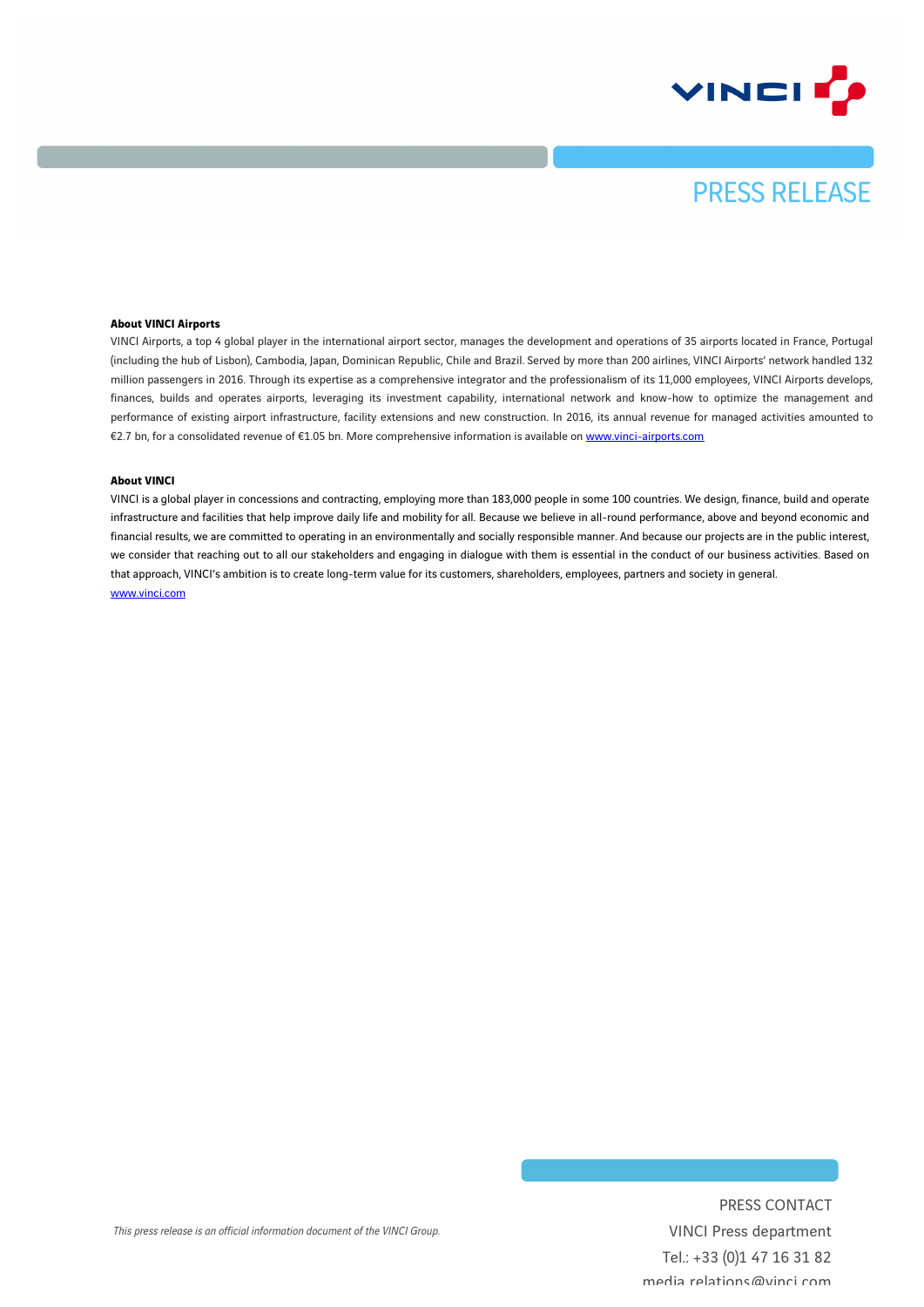PRESS RELEASE

**About VINCI Airports**

VINCI Airports, a top 4 global player in the international airport sector, manages the development and operations of 35 airports located in France, Portugal (including the hub of Lisbon), Cambodia, Japan, Dominican Republic, Chile and Brazil. Served by more than 200 airlines, VINCI Airports' network handled 132 million passengers in 2016. Through its expertise as a comprehensive integrator and the professionalism of its 11,000 employees, VINCI Airports develops, finances, builds and operates airports, leveraging its investment capability, international network and know-how to optimize the management and performance of existing airport infrastructure, facility extensions and new construction. In 2016, its annual revenue for managed activities amounted to €2.7 bn, for a consolidated revenue of €1.05 bn. More comprehensive information is available on www.vinci-airports.com

**About VINCI**

VINCI is a global player in concessions and contracting, employing more than 183,000 people in some 100 countries. We design, finance, build and operate infrastructure and facilities that help improve daily life and mobility for all. Because we believe in all-round performance, above and beyond economic and financial results, we are committed to operating in an environmentally and socially responsible manner. And because our projects are in the public interest, we consider that reaching out to all our stakeholders and engaging in dialogue with them is essential in the conduct of our business activities. Based on that approach, VINCI's ambition is to create long-term value for its customers, shareholders, employees, partners and society in general.
www.vinci.com

*This press release is an official information document of the VINCI Group.*

PRESS CONTACT
VINCI Press department
Tel.: +33 (0)1 47 16 31 82
media.relations@vinci.com